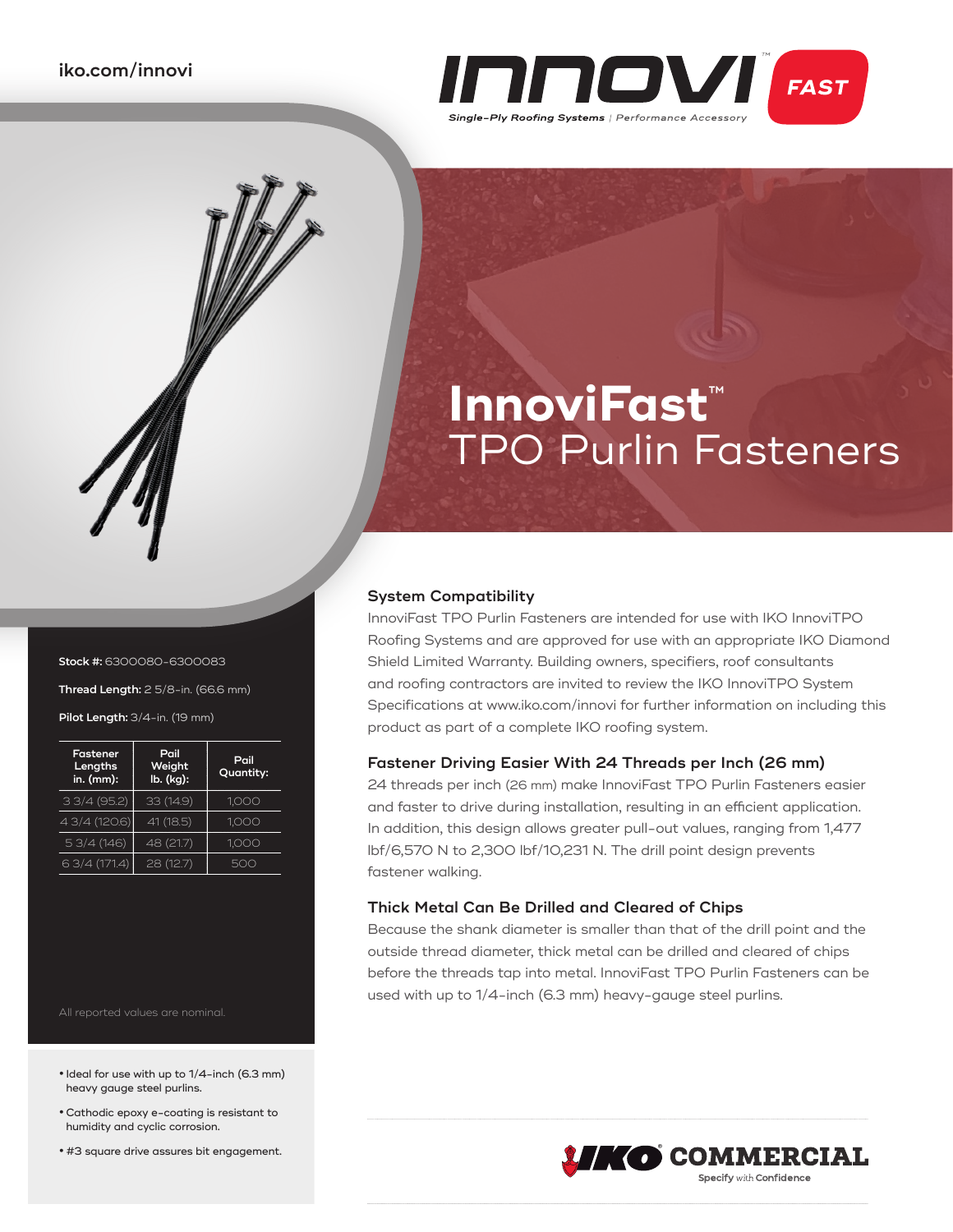iko.com/innovi

INNOVI™ FAST

*Single-Ply Roofing Systems | Performance Accessory*

# InnoviFast™
## TPO Purlin Fasteners

**Stock #:** 6300080-6300083

**Thread Length:** 2 5/8-in. (66.6 mm)

**Pilot Length:** 3/4-in. (19 mm)

| Fastener Lengths in. (mm): | Pail Weight lb. (kg): | Pail Quantity: |
|---|---|---|
| 3 3/4 (95.2) | 33 (14.9) | 1,000 |
| 4 3/4 (120.6) | 41 (18.5) | 1,000 |
| 5 3/4 (146) | 48 (21.7) | 1,000 |
| 6 3/4 (171.4) | 28 (12.7) | 500 |

All reported values are nominal.

- Ideal for use with up to 1/4-inch (6.3 mm) heavy gauge steel purlins.
- Cathodic epoxy e-coating is resistant to humidity and cyclic corrosion.
- #3 square drive assures bit engagement.

### System Compatibility

InnoviFast TPO Purlin Fasteners are intended for use with IKO InnoviTPO Roofing Systems and are approved for use with an appropriate IKO Diamond Shield Limited Warranty. Building owners, specifiers, roof consultants and roofing contractors are invited to review the IKO InnoviTPO System Specifications at www.iko.com/innovi for further information on including this product as part of a complete IKO roofing system.

### Fastener Driving Easier With 24 Threads per Inch (26 mm)

24 threads per inch (26 mm) make InnoviFast TPO Purlin Fasteners easier and faster to drive during installation, resulting in an efficient application. In addition, this design allows greater pull-out values, ranging from 1,477 lbf/6,570 N to 2,300 lbf/10,231 N. The drill point design prevents fastener walking.

### Thick Metal Can Be Drilled and Cleared of Chips

Because the shank diameter is smaller than that of the drill point and the outside thread diameter, thick metal can be drilled and cleared of chips before the threads tap into metal. InnoviFast TPO Purlin Fasteners can be used with up to 1/4-inch (6.3 mm) heavy-gauge steel purlins.

IKO® COMMERCIAL
Specify with Confidence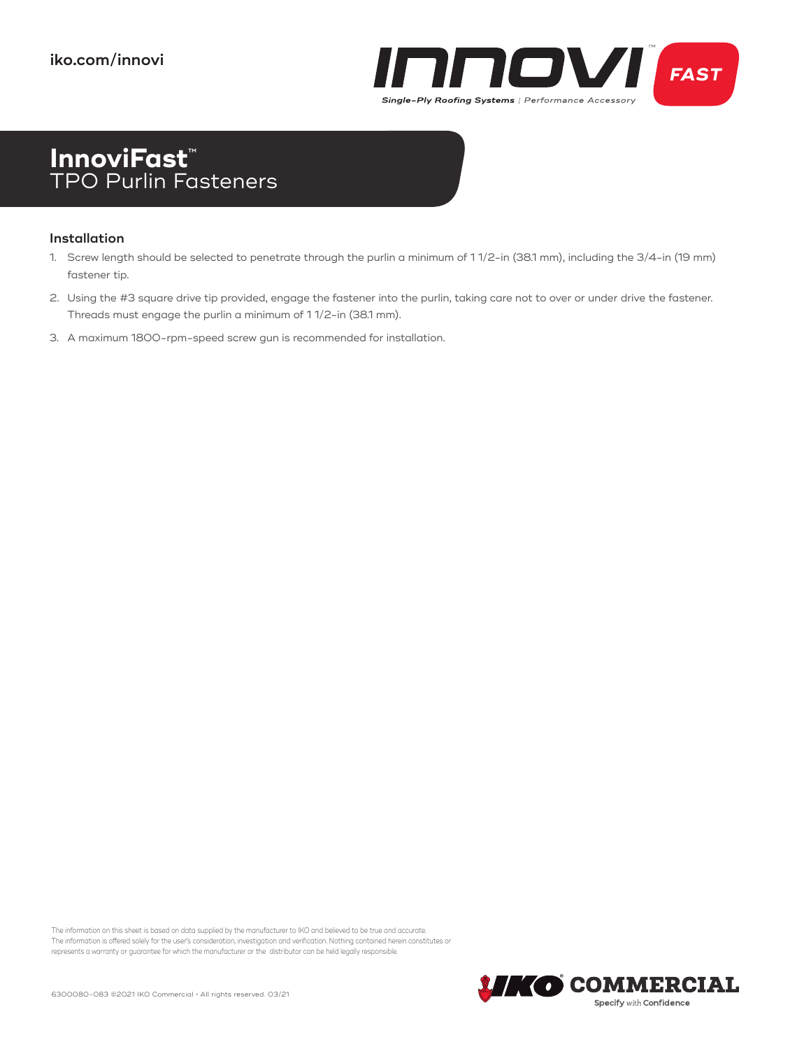iko.com/innovi

INNOVI™ FAST

Single-Ply Roofing Systems | Performance Accessory

# InnoviFast™
## TPO Purlin Fasteners

### Installation

1. Screw length should be selected to penetrate through the purlin a minimum of 1 1/2-in (38.1 mm), including the 3/4-in (19 mm) fastener tip.
2. Using the #3 square drive tip provided, engage the fastener into the purlin, taking care not to over or under drive the fastener. Threads must engage the purlin a minimum of 1 1/2-in (38.1 mm).
3. A maximum 1800-rpm-speed screw gun is recommended for installation.

The information on this sheet is based on data supplied by the manufacturer to IKO and believed to be true and accurate. The information is offered solely for the user's consideration, investigation and verification. Nothing contained herein constitutes or represents a warranty or guarantee for which the manufacturer or the distributor can be held legally responsible.

6300080-083 ©2021 IKO Commercial • All rights reserved. 03/21

IKO® COMMERCIAL
Specify with Confidence